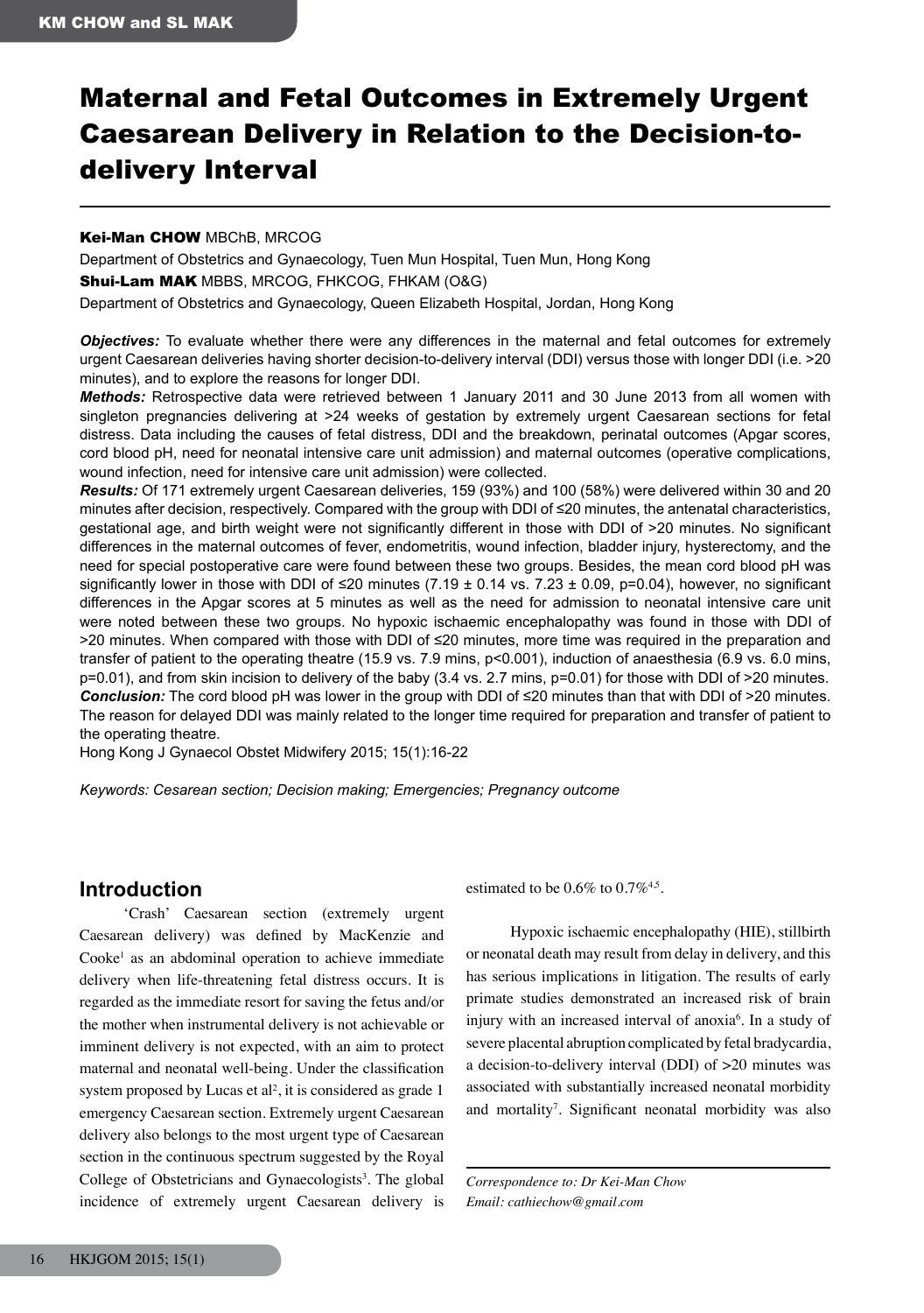# Maternal and Fetal Outcomes in Extremely Urgent Caesarean Delivery in Relation to the Decision-to-delivery Interval

**Kei-Man CHOW** MBChB, MRCOG

Department of Obstetrics and Gynaecology, Tuen Mun Hospital, Tuen Mun, Hong Kong

**Shui-Lam MAK** MBBS, MRCOG, FHKCOG, FHKAM (O&G)

Department of Obstetrics and Gynaecology, Queen Elizabeth Hospital, Jordan, Hong Kong

***Objectives:*** To evaluate whether there were any differences in the maternal and fetal outcomes for extremely urgent Caesarean deliveries having shorter decision-to-delivery interval (DDI) versus those with longer DDI (i.e. >20 minutes), and to explore the reasons for longer DDI.

***Methods:*** Retrospective data were retrieved between 1 January 2011 and 30 June 2013 from all women with singleton pregnancies delivering at >24 weeks of gestation by extremely urgent Caesarean sections for fetal distress. Data including the causes of fetal distress, DDI and the breakdown, perinatal outcomes (Apgar scores, cord blood pH, need for neonatal intensive care unit admission) and maternal outcomes (operative complications, wound infection, need for intensive care unit admission) were collected.

***Results:*** Of 171 extremely urgent Caesarean deliveries, 159 (93%) and 100 (58%) were delivered within 30 and 20 minutes after decision, respectively. Compared with the group with DDI of ≤20 minutes, the antenatal characteristics, gestational age, and birth weight were not significantly different in those with DDI of >20 minutes. No significant differences in the maternal outcomes of fever, endometritis, wound infection, bladder injury, hysterectomy, and the need for special postoperative care were found between these two groups. Besides, the mean cord blood pH was significantly lower in those with DDI of ≤20 minutes (7.19 ± 0.14 vs. 7.23 ± 0.09, p=0.04), however, no significant differences in the Apgar scores at 5 minutes as well as the need for admission to neonatal intensive care unit were noted between these two groups. No hypoxic ischaemic encephalopathy was found in those with DDI of >20 minutes. When compared with those with DDI of ≤20 minutes, more time was required in the preparation and transfer of patient to the operating theatre (15.9 vs. 7.9 mins, p<0.001), induction of anaesthesia (6.9 vs. 6.0 mins, p=0.01), and from skin incision to delivery of the baby (3.4 vs. 2.7 mins, p=0.01) for those with DDI of >20 minutes.

***Conclusion:*** The cord blood pH was lower in the group with DDI of ≤20 minutes than that with DDI of >20 minutes. The reason for delayed DDI was mainly related to the longer time required for preparation and transfer of patient to the operating theatre.

Hong Kong J Gynaecol Obstet Midwifery 2015; 15(1):16-22

*Keywords: Cesarean section; Decision making; Emergencies; Pregnancy outcome*

## Introduction

'Crash' Caesarean section (extremely urgent Caesarean delivery) was defined by MacKenzie and Cooke[1] as an abdominal operation to achieve immediate delivery when life-threatening fetal distress occurs. It is regarded as the immediate resort for saving the fetus and/or the mother when instrumental delivery is not achievable or imminent delivery is not expected, with an aim to protect maternal and neonatal well-being. Under the classification system proposed by Lucas et al[2], it is considered as grade 1 emergency Caesarean section. Extremely urgent Caesarean delivery also belongs to the most urgent type of Caesarean section in the continuous spectrum suggested by the Royal College of Obstetricians and Gynaecologists[3]. The global incidence of extremely urgent Caesarean delivery is estimated to be 0.6% to 0.7%[4,5].

Hypoxic ischaemic encephalopathy (HIE), stillbirth or neonatal death may result from delay in delivery, and this has serious implications in litigation. The results of early primate studies demonstrated an increased risk of brain injury with an increased interval of anoxia[6]. In a study of severe placental abruption complicated by fetal bradycardia, a decision-to-delivery interval (DDI) of >20 minutes was associated with substantially increased neonatal morbidity and mortality[7]. Significant neonatal morbidity was also

*Correspondence to: Dr Kei-Man Chow*
*Email: cathiechow@gmail.com*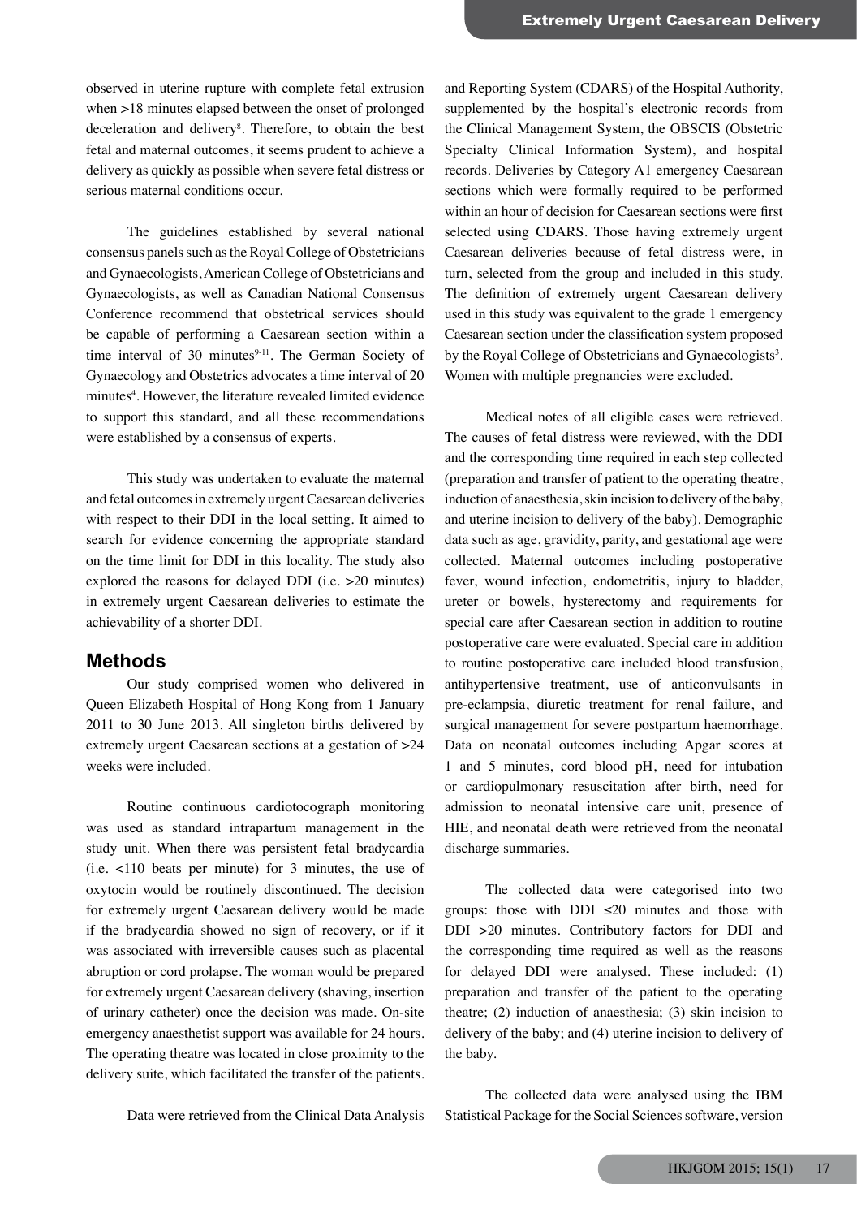observed in uterine rupture with complete fetal extrusion when >18 minutes elapsed between the onset of prolonged deceleration and delivery[8]. Therefore, to obtain the best fetal and maternal outcomes, it seems prudent to achieve a delivery as quickly as possible when severe fetal distress or serious maternal conditions occur.

The guidelines established by several national consensus panels such as the Royal College of Obstetricians and Gynaecologists, American College of Obstetricians and Gynaecologists, as well as Canadian National Consensus Conference recommend that obstetrical services should be capable of performing a Caesarean section within a time interval of 30 minutes[9-11]. The German Society of Gynaecology and Obstetrics advocates a time interval of 20 minutes[4]. However, the literature revealed limited evidence to support this standard, and all these recommendations were established by a consensus of experts.

This study was undertaken to evaluate the maternal and fetal outcomes in extremely urgent Caesarean deliveries with respect to their DDI in the local setting. It aimed to search for evidence concerning the appropriate standard on the time limit for DDI in this locality. The study also explored the reasons for delayed DDI (i.e. >20 minutes) in extremely urgent Caesarean deliveries to estimate the achievability of a shorter DDI.

## Methods

Our study comprised women who delivered in Queen Elizabeth Hospital of Hong Kong from 1 January 2011 to 30 June 2013. All singleton births delivered by extremely urgent Caesarean sections at a gestation of >24 weeks were included.

Routine continuous cardiotocograph monitoring was used as standard intrapartum management in the study unit. When there was persistent fetal bradycardia (i.e. <110 beats per minute) for 3 minutes, the use of oxytocin would be routinely discontinued. The decision for extremely urgent Caesarean delivery would be made if the bradycardia showed no sign of recovery, or if it was associated with irreversible causes such as placental abruption or cord prolapse. The woman would be prepared for extremely urgent Caesarean delivery (shaving, insertion of urinary catheter) once the decision was made. On-site emergency anaesthetist support was available for 24 hours. The operating theatre was located in close proximity to the delivery suite, which facilitated the transfer of the patients.

Data were retrieved from the Clinical Data Analysis and Reporting System (CDARS) of the Hospital Authority, supplemented by the hospital's electronic records from the Clinical Management System, the OBSCIS (Obstetric Specialty Clinical Information System), and hospital records. Deliveries by Category A1 emergency Caesarean sections which were formally required to be performed within an hour of decision for Caesarean sections were first selected using CDARS. Those having extremely urgent Caesarean deliveries because of fetal distress were, in turn, selected from the group and included in this study. The definition of extremely urgent Caesarean delivery used in this study was equivalent to the grade 1 emergency Caesarean section under the classification system proposed by the Royal College of Obstetricians and Gynaecologists[3]. Women with multiple pregnancies were excluded.

Medical notes of all eligible cases were retrieved. The causes of fetal distress were reviewed, with the DDI and the corresponding time required in each step collected (preparation and transfer of patient to the operating theatre, induction of anaesthesia, skin incision to delivery of the baby, and uterine incision to delivery of the baby). Demographic data such as age, gravidity, parity, and gestational age were collected. Maternal outcomes including postoperative fever, wound infection, endometritis, injury to bladder, ureter or bowels, hysterectomy and requirements for special care after Caesarean section in addition to routine postoperative care were evaluated. Special care in addition to routine postoperative care included blood transfusion, antihypertensive treatment, use of anticonvulsants in pre-eclampsia, diuretic treatment for renal failure, and surgical management for severe postpartum haemorrhage. Data on neonatal outcomes including Apgar scores at 1 and 5 minutes, cord blood pH, need for intubation or cardiopulmonary resuscitation after birth, need for admission to neonatal intensive care unit, presence of HIE, and neonatal death were retrieved from the neonatal discharge summaries.

The collected data were categorised into two groups: those with DDI ≤20 minutes and those with DDI >20 minutes. Contributory factors for DDI and the corresponding time required as well as the reasons for delayed DDI were analysed. These included: (1) preparation and transfer of the patient to the operating theatre; (2) induction of anaesthesia; (3) skin incision to delivery of the baby; and (4) uterine incision to delivery of the baby.

The collected data were analysed using the IBM Statistical Package for the Social Sciences software, version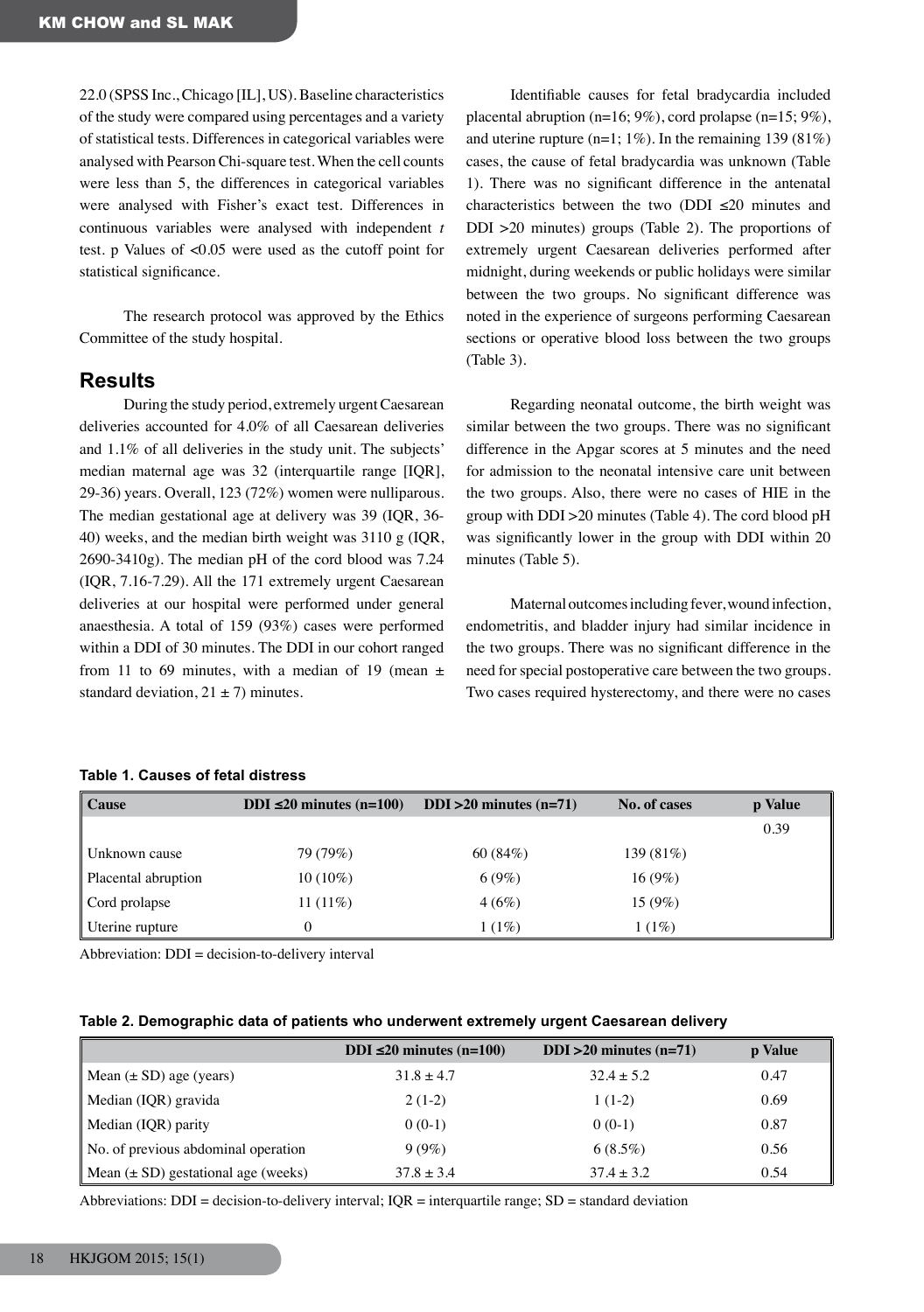22.0 (SPSS Inc., Chicago [IL], US). Baseline characteristics of the study were compared using percentages and a variety of statistical tests. Differences in categorical variables were analysed with Pearson Chi-square test. When the cell counts were less than 5, the differences in categorical variables were analysed with Fisher's exact test. Differences in continuous variables were analysed with independent *t* test. p Values of <0.05 were used as the cutoff point for statistical significance.

The research protocol was approved by the Ethics Committee of the study hospital.

## Results

During the study period, extremely urgent Caesarean deliveries accounted for 4.0% of all Caesarean deliveries and 1.1% of all deliveries in the study unit. The subjects' median maternal age was 32 (interquartile range [IQR], 29-36) years. Overall, 123 (72%) women were nulliparous. The median gestational age at delivery was 39 (IQR, 36-40) weeks, and the median birth weight was 3110 g (IQR, 2690-3410g). The median pH of the cord blood was 7.24 (IQR, 7.16-7.29). All the 171 extremely urgent Caesarean deliveries at our hospital were performed under general anaesthesia. A total of 159 (93%) cases were performed within a DDI of 30 minutes. The DDI in our cohort ranged from 11 to 69 minutes, with a median of 19 (mean ± standard deviation, 21 ± 7) minutes.

Identifiable causes for fetal bradycardia included placental abruption (n=16; 9%), cord prolapse (n=15; 9%), and uterine rupture (n=1; 1%). In the remaining 139 (81%) cases, the cause of fetal bradycardia was unknown (Table 1). There was no significant difference in the antenatal characteristics between the two (DDI ≤20 minutes and DDI >20 minutes) groups (Table 2). The proportions of extremely urgent Caesarean deliveries performed after midnight, during weekends or public holidays were similar between the two groups. No significant difference was noted in the experience of surgeons performing Caesarean sections or operative blood loss between the two groups (Table 3).

Regarding neonatal outcome, the birth weight was similar between the two groups. There was no significant difference in the Apgar scores at 5 minutes and the need for admission to the neonatal intensive care unit between the two groups. Also, there were no cases of HIE in the group with DDI >20 minutes (Table 4). The cord blood pH was significantly lower in the group with DDI within 20 minutes (Table 5).

Maternal outcomes including fever, wound infection, endometritis, and bladder injury had similar incidence in the two groups. There was no significant difference in the need for special postoperative care between the two groups. Two cases required hysterectomy, and there were no cases

**Table 1. Causes of fetal distress**

| Cause | DDI ≤20 minutes (n=100) | DDI >20 minutes (n=71) | No. of cases | p Value |
|---|---|---|---|---|
| | | | | 0.39 |
| Unknown cause | 79 (79%) | 60 (84%) | 139 (81%) | |
| Placental abruption | 10 (10%) | 6 (9%) | 16 (9%) | |
| Cord prolapse | 11 (11%) | 4 (6%) | 15 (9%) | |
| Uterine rupture | 0 | 1 (1%) | 1 (1%) | |

Abbreviation: DDI = decision-to-delivery interval

**Table 2. Demographic data of patients who underwent extremely urgent Caesarean delivery**

| | DDI ≤20 minutes (n=100) | DDI >20 minutes (n=71) | p Value |
|---|---|---|---|
| Mean (± SD) age (years) | 31.8 ± 4.7 | 32.4 ± 5.2 | 0.47 |
| Median (IQR) gravida | 2 (1-2) | 1 (1-2) | 0.69 |
| Median (IQR) parity | 0 (0-1) | 0 (0-1) | 0.87 |
| No. of previous abdominal operation | 9 (9%) | 6 (8.5%) | 0.56 |
| Mean (± SD) gestational age (weeks) | 37.8 ± 3.4 | 37.4 ± 3.2 | 0.54 |

Abbreviations: DDI = decision-to-delivery interval; IQR = interquartile range; SD = standard deviation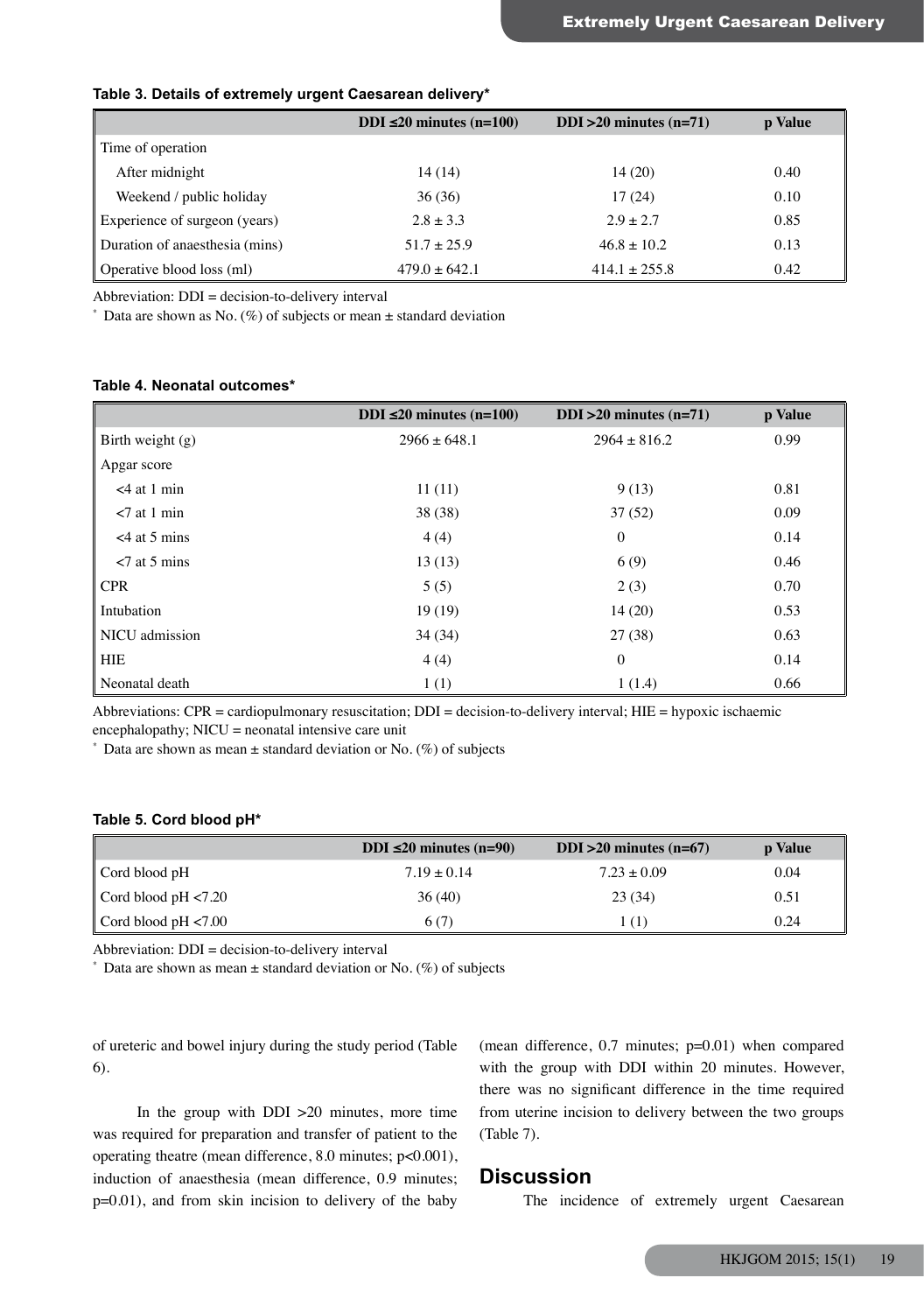**Table 3. Details of extremely urgent Caesarean delivery***

| | DDI ≤20 minutes (n=100) | DDI >20 minutes (n=71) | p Value |
|---|---|---|---|
| Time of operation | | | |
| After midnight | 14 (14) | 14 (20) | 0.40 |
| Weekend / public holiday | 36 (36) | 17 (24) | 0.10 |
| Experience of surgeon (years) | 2.8 ± 3.3 | 2.9 ± 2.7 | 0.85 |
| Duration of anaesthesia (mins) | 51.7 ± 25.9 | 46.8 ± 10.2 | 0.13 |
| Operative blood loss (ml) | 479.0 ± 642.1 | 414.1 ± 255.8 | 0.42 |

Abbreviation: DDI = decision-to-delivery interval

\* Data are shown as No. (%) of subjects or mean ± standard deviation

**Table 4. Neonatal outcomes***

| | DDI ≤20 minutes (n=100) | DDI >20 minutes (n=71) | p Value |
|---|---|---|---|
| Birth weight (g) | 2966 ± 648.1 | 2964 ± 816.2 | 0.99 |
| Apgar score | | | |
| <4 at 1 min | 11 (11) | 9 (13) | 0.81 |
| <7 at 1 min | 38 (38) | 37 (52) | 0.09 |
| <4 at 5 mins | 4 (4) | 0 | 0.14 |
| <7 at 5 mins | 13 (13) | 6 (9) | 0.46 |
| CPR | 5 (5) | 2 (3) | 0.70 |
| Intubation | 19 (19) | 14 (20) | 0.53 |
| NICU admission | 34 (34) | 27 (38) | 0.63 |
| HIE | 4 (4) | 0 | 0.14 |
| Neonatal death | 1 (1) | 1 (1.4) | 0.66 |

Abbreviations: CPR = cardiopulmonary resuscitation; DDI = decision-to-delivery interval; HIE = hypoxic ischaemic encephalopathy; NICU = neonatal intensive care unit

\* Data are shown as mean ± standard deviation or No. (%) of subjects

**Table 5. Cord blood pH***

| | DDI ≤20 minutes (n=90) | DDI >20 minutes (n=67) | p Value |
|---|---|---|---|
| Cord blood pH | 7.19 ± 0.14 | 7.23 ± 0.09 | 0.04 |
| Cord blood pH <7.20 | 36 (40) | 23 (34) | 0.51 |
| Cord blood pH <7.00 | 6 (7) | 1 (1) | 0.24 |

Abbreviation: DDI = decision-to-delivery interval

\* Data are shown as mean ± standard deviation or No. (%) of subjects

of ureteric and bowel injury during the study period (Table 6).

In the group with DDI >20 minutes, more time was required for preparation and transfer of patient to the operating theatre (mean difference, 8.0 minutes; p<0.001), induction of anaesthesia (mean difference, 0.9 minutes; p=0.01), and from skin incision to delivery of the baby (mean difference, 0.7 minutes; p=0.01) when compared with the group with DDI within 20 minutes. However, there was no significant difference in the time required from uterine incision to delivery between the two groups (Table 7).

## Discussion

The incidence of extremely urgent Caesarean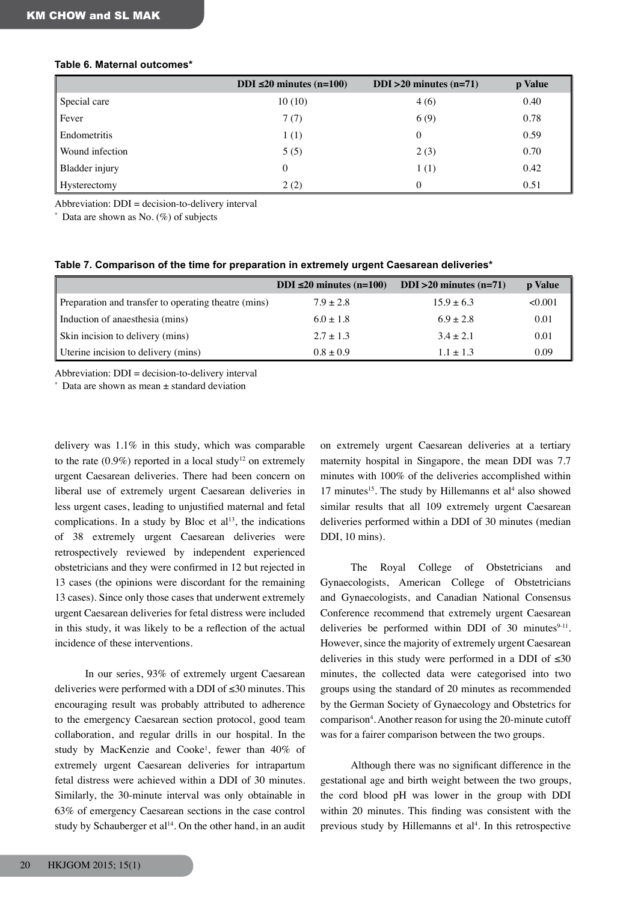**Table 6. Maternal outcomes***

| | DDI ≤20 minutes (n=100) | DDI >20 minutes (n=71) | p Value |
|---|---|---|---|
| Special care | 10 (10) | 4 (6) | 0.40 |
| Fever | 7 (7) | 6 (9) | 0.78 |
| Endometritis | 1 (1) | 0 | 0.59 |
| Wound infection | 5 (5) | 2 (3) | 0.70 |
| Bladder injury | 0 | 1 (1) | 0.42 |
| Hysterectomy | 2 (2) | 0 | 0.51 |

Abbreviation: DDI = decision-to-delivery interval

\* Data are shown as No. (%) of subjects

**Table 7. Comparison of the time for preparation in extremely urgent Caesarean deliveries***

| | DDI ≤20 minutes (n=100) | DDI >20 minutes (n=71) | p Value |
|---|---|---|---|
| Preparation and transfer to operating theatre (mins) | 7.9 ± 2.8 | 15.9 ± 6.3 | <0.001 |
| Induction of anaesthesia (mins) | 6.0 ± 1.8 | 6.9 ± 2.8 | 0.01 |
| Skin incision to delivery (mins) | 2.7 ± 1.3 | 3.4 ± 2.1 | 0.01 |
| Uterine incision to delivery (mins) | 0.8 ± 0.9 | 1.1 ± 1.3 | 0.09 |

Abbreviation: DDI = decision-to-delivery interval

\* Data are shown as mean ± standard deviation

delivery was 1.1% in this study, which was comparable to the rate (0.9%) reported in a local study[12] on extremely urgent Caesarean deliveries. There had been concern on liberal use of extremely urgent Caesarean deliveries in less urgent cases, leading to unjustified maternal and fetal complications. In a study by Bloc et al[13], the indications of 38 extremely urgent Caesarean deliveries were retrospectively reviewed by independent experienced obstetricians and they were confirmed in 12 but rejected in 13 cases (the opinions were discordant for the remaining 13 cases). Since only those cases that underwent extremely urgent Caesarean deliveries for fetal distress were included in this study, it was likely to be a reflection of the actual incidence of these interventions.

In our series, 93% of extremely urgent Caesarean deliveries were performed with a DDI of ≤30 minutes. This encouraging result was probably attributed to adherence to the emergency Caesarean section protocol, good team collaboration, and regular drills in our hospital. In the study by MacKenzie and Cooke[1], fewer than 40% of extremely urgent Caesarean deliveries for intrapartum fetal distress were achieved within a DDI of 30 minutes. Similarly, the 30-minute interval was only obtainable in 63% of emergency Caesarean sections in the case control study by Schauberger et al[14]. On the other hand, in an audit on extremely urgent Caesarean deliveries at a tertiary maternity hospital in Singapore, the mean DDI was 7.7 minutes with 100% of the deliveries accomplished within 17 minutes[15]. The study by Hillemanns et al[4] also showed similar results that all 109 extremely urgent Caesarean deliveries performed within a DDI of 30 minutes (median DDI, 10 mins).

The Royal College of Obstetricians and Gynaecologists, American College of Obstetricians and Gynaecologists, and Canadian National Consensus Conference recommend that extremely urgent Caesarean deliveries be performed within DDI of 30 minutes[9-11]. However, since the majority of extremely urgent Caesarean deliveries in this study were performed in a DDI of ≤30 minutes, the collected data were categorised into two groups using the standard of 20 minutes as recommended by the German Society of Gynaecology and Obstetrics for comparison[4]. Another reason for using the 20-minute cutoff was for a fairer comparison between the two groups.

Although there was no significant difference in the gestational age and birth weight between the two groups, the cord blood pH was lower in the group with DDI within 20 minutes. This finding was consistent with the previous study by Hillemanns et al[4]. In this retrospective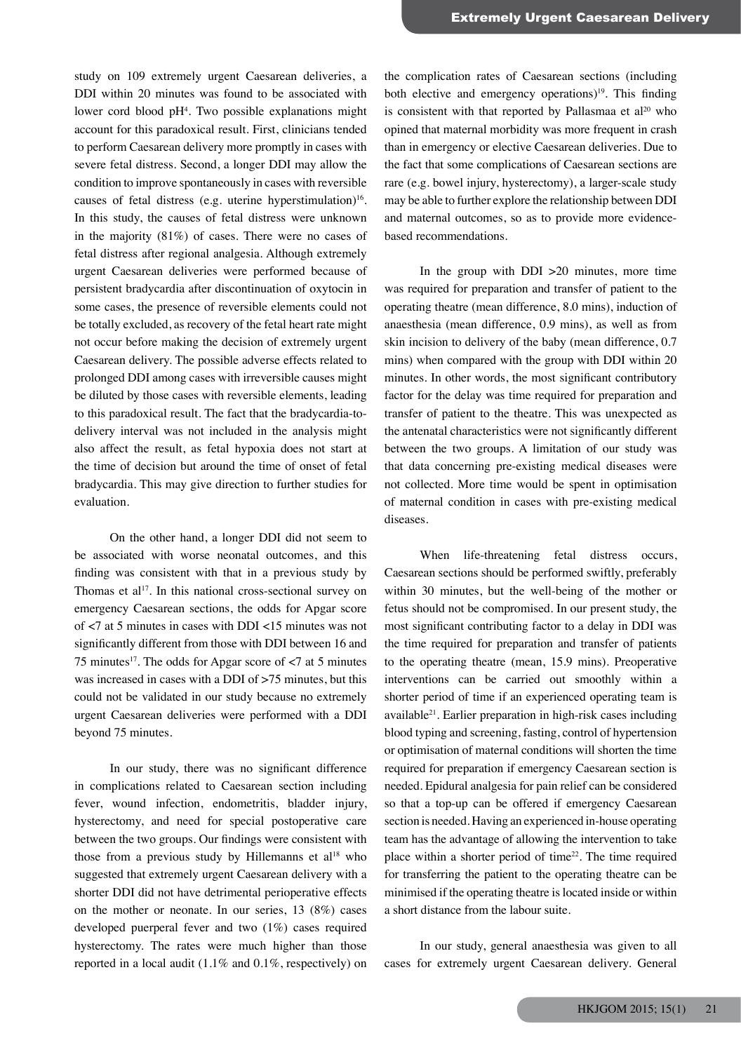study on 109 extremely urgent Caesarean deliveries, a DDI within 20 minutes was found to be associated with lower cord blood pH[4]. Two possible explanations might account for this paradoxical result. First, clinicians tended to perform Caesarean delivery more promptly in cases with severe fetal distress. Second, a longer DDI may allow the condition to improve spontaneously in cases with reversible causes of fetal distress (e.g. uterine hyperstimulation)[16]. In this study, the causes of fetal distress were unknown in the majority (81%) of cases. There were no cases of fetal distress after regional analgesia. Although extremely urgent Caesarean deliveries were performed because of persistent bradycardia after discontinuation of oxytocin in some cases, the presence of reversible elements could not be totally excluded, as recovery of the fetal heart rate might not occur before making the decision of extremely urgent Caesarean delivery. The possible adverse effects related to prolonged DDI among cases with irreversible causes might be diluted by those cases with reversible elements, leading to this paradoxical result. The fact that the bradycardia-to-delivery interval was not included in the analysis might also affect the result, as fetal hypoxia does not start at the time of decision but around the time of onset of fetal bradycardia. This may give direction to further studies for evaluation.

On the other hand, a longer DDI did not seem to be associated with worse neonatal outcomes, and this finding was consistent with that in a previous study by Thomas et al[17]. In this national cross-sectional survey on emergency Caesarean sections, the odds for Apgar score of <7 at 5 minutes in cases with DDI <15 minutes was not significantly different from those with DDI between 16 and 75 minutes[17]. The odds for Apgar score of <7 at 5 minutes was increased in cases with a DDI of >75 minutes, but this could not be validated in our study because no extremely urgent Caesarean deliveries were performed with a DDI beyond 75 minutes.

In our study, there was no significant difference in complications related to Caesarean section including fever, wound infection, endometritis, bladder injury, hysterectomy, and need for special postoperative care between the two groups. Our findings were consistent with those from a previous study by Hillemanns et al[18] who suggested that extremely urgent Caesarean delivery with a shorter DDI did not have detrimental perioperative effects on the mother or neonate. In our series, 13 (8%) cases developed puerperal fever and two (1%) cases required hysterectomy. The rates were much higher than those reported in a local audit (1.1% and 0.1%, respectively) on the complication rates of Caesarean sections (including both elective and emergency operations)[19]. This finding is consistent with that reported by Pallasmaa et al[20] who opined that maternal morbidity was more frequent in crash than in emergency or elective Caesarean deliveries. Due to the fact that some complications of Caesarean sections are rare (e.g. bowel injury, hysterectomy), a larger-scale study may be able to further explore the relationship between DDI and maternal outcomes, so as to provide more evidence-based recommendations.

In the group with DDI >20 minutes, more time was required for preparation and transfer of patient to the operating theatre (mean difference, 8.0 mins), induction of anaesthesia (mean difference, 0.9 mins), as well as from skin incision to delivery of the baby (mean difference, 0.7 mins) when compared with the group with DDI within 20 minutes. In other words, the most significant contributory factor for the delay was time required for preparation and transfer of patient to the theatre. This was unexpected as the antenatal characteristics were not significantly different between the two groups. A limitation of our study was that data concerning pre-existing medical diseases were not collected. More time would be spent in optimisation of maternal condition in cases with pre-existing medical diseases.

When life-threatening fetal distress occurs, Caesarean sections should be performed swiftly, preferably within 30 minutes, but the well-being of the mother or fetus should not be compromised. In our present study, the most significant contributing factor to a delay in DDI was the time required for preparation and transfer of patients to the operating theatre (mean, 15.9 mins). Preoperative interventions can be carried out smoothly within a shorter period of time if an experienced operating team is available[21]. Earlier preparation in high-risk cases including blood typing and screening, fasting, control of hypertension or optimisation of maternal conditions will shorten the time required for preparation if emergency Caesarean section is needed. Epidural analgesia for pain relief can be considered so that a top-up can be offered if emergency Caesarean section is needed. Having an experienced in-house operating team has the advantage of allowing the intervention to take place within a shorter period of time[22]. The time required for transferring the patient to the operating theatre can be minimised if the operating theatre is located inside or within a short distance from the labour suite.

In our study, general anaesthesia was given to all cases for extremely urgent Caesarean delivery. General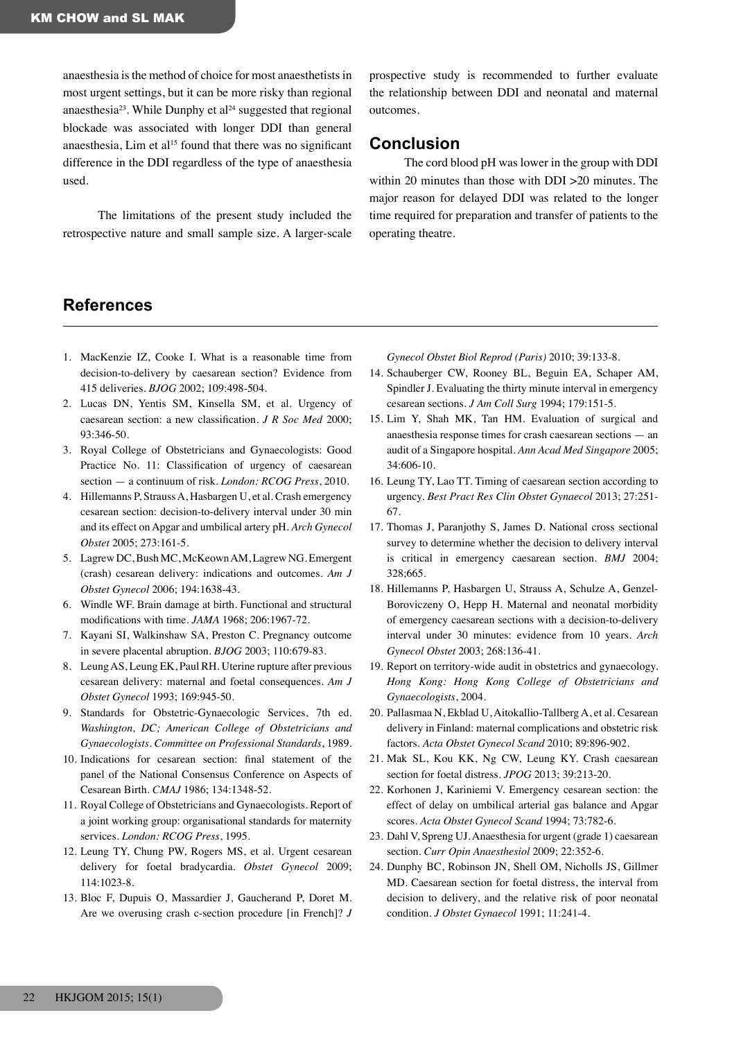anaesthesia is the method of choice for most anaesthetists in most urgent settings, but it can be more risky than regional anaesthesia[23]. While Dunphy et al[24] suggested that regional blockade was associated with longer DDI than general anaesthesia, Lim et al[15] found that there was no significant difference in the DDI regardless of the type of anaesthesia used.

The limitations of the present study included the retrospective nature and small sample size. A larger-scale prospective study is recommended to further evaluate the relationship between DDI and neonatal and maternal outcomes.

## Conclusion

The cord blood pH was lower in the group with DDI within 20 minutes than those with DDI >20 minutes. The major reason for delayed DDI was related to the longer time required for preparation and transfer of patients to the operating theatre.

## References

1. MacKenzie IZ, Cooke I. What is a reasonable time from decision-to-delivery by caesarean section? Evidence from 415 deliveries. *BJOG* 2002; 109:498-504.
2. Lucas DN, Yentis SM, Kinsella SM, et al. Urgency of caesarean section: a new classification. *J R Soc Med* 2000; 93:346-50.
3. Royal College of Obstetricians and Gynaecologists: Good Practice No. 11: Classification of urgency of caesarean section — a continuum of risk. *London: RCOG Press*, 2010.
4. Hillemanns P, Strauss A, Hasbargen U, et al. Crash emergency cesarean section: decision-to-delivery interval under 30 min and its effect on Apgar and umbilical artery pH. *Arch Gynecol Obstet* 2005; 273:161-5.
5. Lagrew DC, Bush MC, McKeown AM, Lagrew NG. Emergent (crash) cesarean delivery: indications and outcomes. *Am J Obstet Gynecol* 2006; 194:1638-43.
6. Windle WF. Brain damage at birth. Functional and structural modifications with time. *JAMA* 1968; 206:1967-72.
7. Kayani SI, Walkinshaw SA, Preston C. Pregnancy outcome in severe placental abruption. *BJOG* 2003; 110:679-83.
8. Leung AS, Leung EK, Paul RH. Uterine rupture after previous cesarean delivery: maternal and foetal consequences. *Am J Obstet Gynecol* 1993; 169:945-50.
9. Standards for Obstetric-Gynaecologic Services, 7th ed. *Washington, DC; American College of Obstetricians and Gynaecologists. Committee on Professional Standards*, 1989.
10. Indications for cesarean section: final statement of the panel of the National Consensus Conference on Aspects of Cesarean Birth. *CMAJ* 1986; 134:1348-52.
11. Royal College of Obstetricians and Gynaecologists. Report of a joint working group: organisational standards for maternity services. *London: RCOG Press*, 1995.
12. Leung TY, Chung PW, Rogers MS, et al. Urgent cesarean delivery for foetal bradycardia. *Obstet Gynecol* 2009; 114:1023-8.
13. Bloc F, Dupuis O, Massardier J, Gaucherand P, Doret M. Are we overusing crash c-section procedure [in French]? *J Gynecol Obstet Biol Reprod (Paris)* 2010; 39:133-8.
14. Schauberger CW, Rooney BL, Beguin EA, Schaper AM, Spindler J. Evaluating the thirty minute interval in emergency cesarean sections. *J Am Coll Surg* 1994; 179:151-5.
15. Lim Y, Shah MK, Tan HM. Evaluation of surgical and anaesthesia response times for crash caesarean sections — an audit of a Singapore hospital. *Ann Acad Med Singapore* 2005; 34:606-10.
16. Leung TY, Lao TT. Timing of caesarean section according to urgency. *Best Pract Res Clin Obstet Gynaecol* 2013; 27:251-67.
17. Thomas J, Paranjothy S, James D. National cross sectional survey to determine whether the decision to delivery interval is critical in emergency caesarean section. *BMJ* 2004; 328;665.
18. Hillemanns P, Hasbargen U, Strauss A, Schulze A, Genzel-Boroviczeny O, Hepp H. Maternal and neonatal morbidity of emergency caesarean sections with a decision-to-delivery interval under 30 minutes: evidence from 10 years. *Arch Gynecol Obstet* 2003; 268:136-41.
19. Report on territory-wide audit in obstetrics and gynaecology. *Hong Kong: Hong Kong College of Obstetricians and Gynaecologists*, 2004.
20. Pallasmaa N, Ekblad U, Aitokallio-Tallberg A, et al. Cesarean delivery in Finland: maternal complications and obstetric risk factors. *Acta Obstet Gynecol Scand* 2010; 89:896-902.
21. Mak SL, Kou KK, Ng CW, Leung KY. Crash caesarean section for foetal distress. *JPOG* 2013; 39:213-20.
22. Korhonen J, Kariniemi V. Emergency caesarean section: the effect of delay on umbilical arterial gas balance and Apgar scores. *Acta Obstet Gynecol Scand* 1994; 73:782-6.
23. Dahl V, Spreng UJ. Anaesthesia for urgent (grade 1) caesarean section. *Curr Opin Anaesthesiol* 2009; 22:352-6.
24. Dunphy BC, Robinson JN, Shell OM, Nicholls JS, Gillmer MD. Caesarean section for foetal distress, the interval from decision to delivery, and the relative risk of poor neonatal condition. *J Obstet Gynaecol* 1991; 11:241-4.